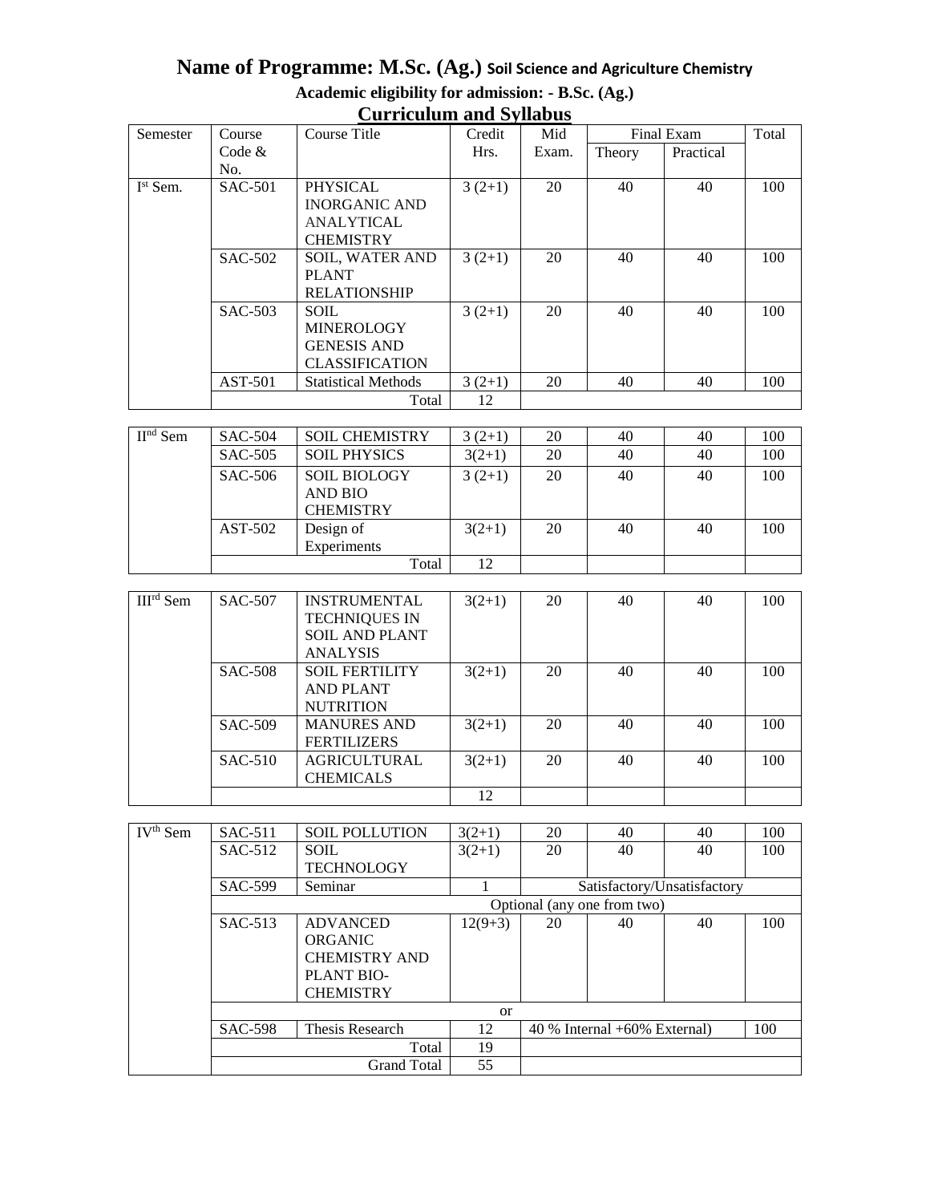# Name of Programme: M.Sc. (Ag.) Soil Science and Agriculture Chemistry

**Academic eligibility for admission: - B.Sc. (Ag.)**

## Curriculum and Syllabus

| Semester | Course Code & No. | Course Title | Credit Hrs. | Mid Exam. | Final Exam | | Total |
|---|---|---|---|---|---|---|---|
| | | | | | Theory | Practical | |
| I[st] Sem. | SAC-501 | PHYSICAL INORGANIC AND ANALYTICAL CHEMISTRY | 3 (2+1) | 20 | 40 | 40 | 100 |
| | SAC-502 | SOIL, WATER AND PLANT RELATIONSHIP | 3 (2+1) | 20 | 40 | 40 | 100 |
| | SAC-503 | SOIL MINEROLOGY GENESIS AND CLASSIFICATION | 3 (2+1) | 20 | 40 | 40 | 100 |
| | AST-501 | Statistical Methods | 3 (2+1) | 20 | 40 | 40 | 100 |
| | | Total | 12 | | | | |
| II[nd] Sem | SAC-504 | SOIL CHEMISTRY | 3 (2+1) | 20 | 40 | 40 | 100 |
| | SAC-505 | SOIL PHYSICS | 3(2+1) | 20 | 40 | 40 | 100 |
| | SAC-506 | SOIL BIOLOGY AND BIO CHEMISTRY | 3 (2+1) | 20 | 40 | 40 | 100 |
| | AST-502 | Design of Experiments | 3(2+1) | 20 | 40 | 40 | 100 |
| | | Total | 12 | | | | |
| III[rd] Sem | SAC-507 | INSTRUMENTAL TECHNIQUES IN SOIL AND PLANT ANALYSIS | 3(2+1) | 20 | 40 | 40 | 100 |
| | SAC-508 | SOIL FERTILITY AND PLANT NUTRITION | 3(2+1) | 20 | 40 | 40 | 100 |
| | SAC-509 | MANURES AND FERTILIZERS | 3(2+1) | 20 | 40 | 40 | 100 |
| | SAC-510 | AGRICULTURAL CHEMICALS | 3(2+1) | 20 | 40 | 40 | 100 |
| | | | 12 | | | | |
| IV[th] Sem | SAC-511 | SOIL POLLUTION | 3(2+1) | 20 | 40 | 40 | 100 |
| | SAC-512 | SOIL TECHNOLOGY | 3(2+1) | 20 | 40 | 40 | 100 |
| | SAC-599 | Seminar | 1 | Satisfactory/Unsatisfactory | | | |
| | Optional (any one from two) | | | | | | |
| | SAC-513 | ADVANCED ORGANIC CHEMISTRY AND PLANT BIO-CHEMISTRY | 12(9+3) | 20 | 40 | 40 | 100 |
| | | | or | | | | |
| | SAC-598 | Thesis Research | 12 | 40 % Internal +60% External) | | | 100 |
| | | Total | 19 | | | | |
| | | Grand Total | 55 | | | | |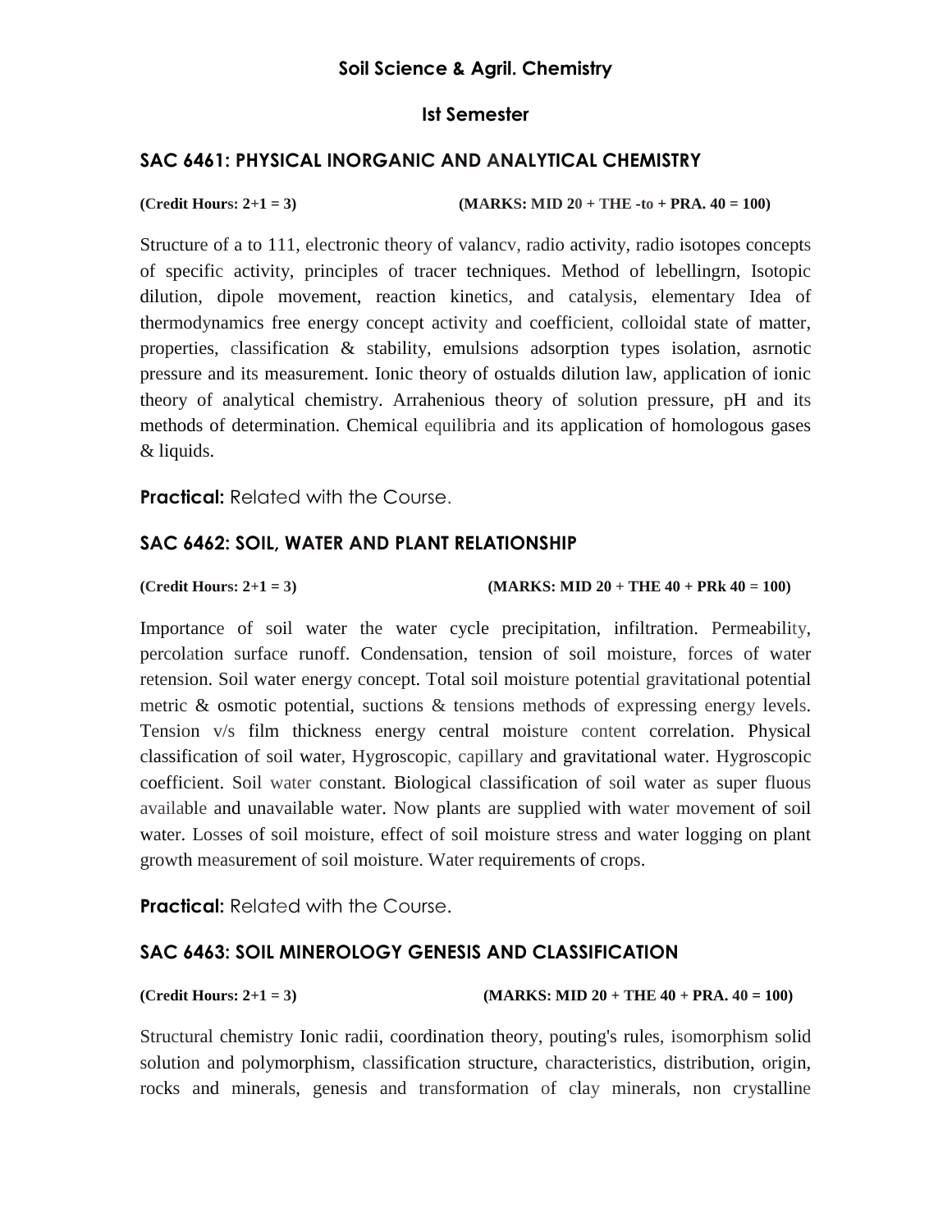## Soil Science & Agril. Chemistry

### Ist Semester

### SAC 6461: PHYSICAL INORGANIC AND ANALYTICAL CHEMISTRY

**(Credit Hours: 2+1 = 3) (MARKS: MID 20 + THE -to + PRA. 40 = 100)**

Structure of a to 111, electronic theory of valancv, radio activity, radio isotopes concepts of specific activity, principles of tracer techniques. Method of lebellingrn, Isotopic dilution, dipole movement, reaction kinetics, and catalysis, elementary Idea of thermodynamics free energy concept activity and coefficient, colloidal state of matter, properties, classification & stability, emulsions adsorption types isolation, asrnotic pressure and its measurement. Ionic theory of ostualds dilution law, application of ionic theory of analytical chemistry. Arrahenious theory of solution pressure, pH and its methods of determination. Chemical equilibria and its application of homologous gases & liquids.

**Practical:** Related with the Course.

### SAC 6462: SOIL, WATER AND PLANT RELATIONSHIP

**(Credit Hours: 2+1 = 3) (MARKS: MID 20 + THE 40 + PRk 40 = 100)**

Importance of soil water the water cycle precipitation, infiltration. Permeability, percolation surface runoff. Condensation, tension of soil moisture, forces of water retension. Soil water energy concept. Total soil moisture potential gravitational potential metric & osmotic potential, suctions & tensions methods of expressing energy levels. Tension v/s film thickness energy central moisture content correlation. Physical classification of soil water, Hygroscopic, capillary and gravitational water. Hygroscopic coefficient. Soil water constant. Biological classification of soil water as super fluous available and unavailable water. Now plants are supplied with water movement of soil water. Losses of soil moisture, effect of soil moisture stress and water logging on plant growth measurement of soil moisture. Water requirements of crops.

**Practical:** Related with the Course.

### SAC 6463: SOIL MINEROLOGY GENESIS AND CLASSIFICATION

**(Credit Hours: 2+1 = 3) (MARKS: MID 20 + THE 40 + PRA. 40 = 100)**

Structural chemistry Ionic radii, coordination theory, pouting's rules, isomorphism solid solution and polymorphism, classification structure, characteristics, distribution, origin, rocks and minerals, genesis and transformation of clay minerals, non crystalline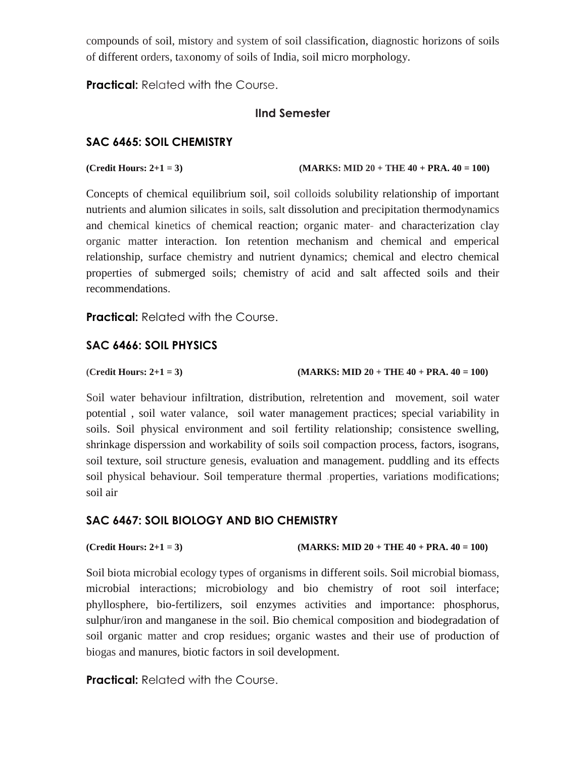compounds of soil, mistory and system of soil classification, diagnostic horizons of soils of different orders, taxonomy of soils of India, soil micro morphology.

**Practical:** Related with the Course.

## IInd Semester

### SAC 6465: SOIL CHEMISTRY

**(Credit Hours: 2+1 = 3)** **(MARKS: MID 20 + THE 40 + PRA. 40 = 100)**

Concepts of chemical equilibrium soil, soil colloids solubility relationship of important nutrients and alumion silicates in soils, salt dissolution and precipitation thermodynamics and chemical kinetics of chemical reaction; organic mater- and characterization clay organic matter interaction. Ion retention mechanism and chemical and emperical relationship, surface chemistry and nutrient dynamics; chemical and electro chemical properties of submerged soils; chemistry of acid and salt affected soils and their recommendations.

**Practical:** Related with the Course.

### SAC 6466: SOIL PHYSICS

**(Credit Hours: 2+1 = 3)** **(MARKS: MID 20 + THE 40 + PRA. 40 = 100)**

Soil water behaviour infiltration, distribution, relretention and movement, soil water potential , soil water valance, soil water management practices; special variability in soils. Soil physical environment and soil fertility relationship; consistence swelling, shrinkage disperssion and workability of soils soil compaction process, factors, isograns, soil texture, soil structure genesis, evaluation and management. puddling and its effects soil physical behaviour. Soil temperature thermal .properties, variations modifications; soil air

### SAC 6467: SOIL BIOLOGY AND BIO CHEMISTRY

**(Credit Hours: 2+1 = 3)** **(MARKS: MID 20 + THE 40 + PRA. 40 = 100)**

Soil biota microbial ecology types of organisms in different soils. Soil microbial biomass, microbial interactions; microbiology and bio chemistry of root soil interface; phyllosphere, bio-fertilizers, soil enzymes activities and importance: phosphorus, sulphur/iron and manganese in the soil. Bio chemical composition and biodegradation of soil organic matter and crop residues; organic wastes and their use of production of biogas and manures, biotic factors in soil development.

**Practical:** Related with the Course.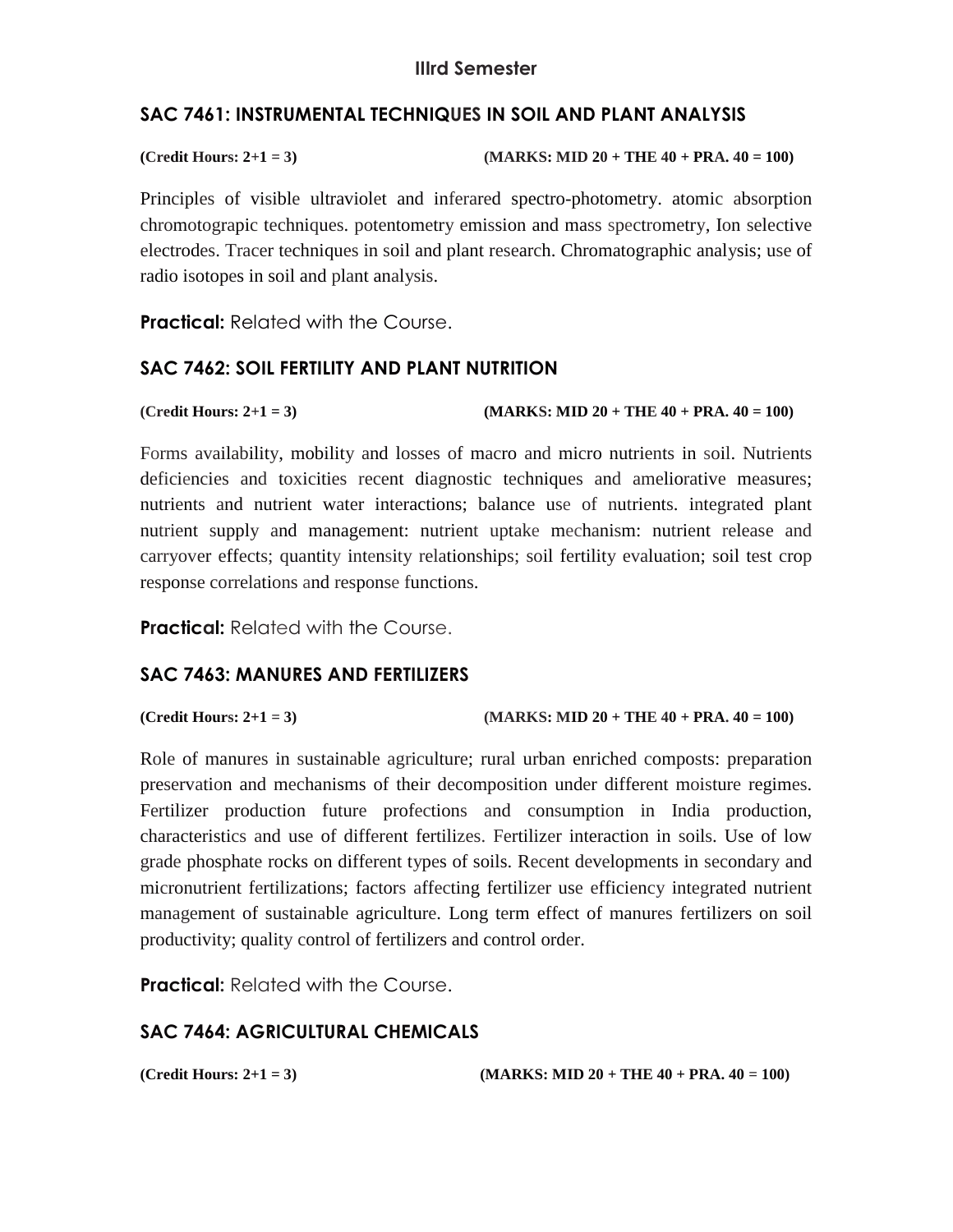## IIIrd Semester

### SAC 7461: INSTRUMENTAL TECHNIQUES IN SOIL AND PLANT ANALYSIS

**(Credit Hours: 2+1 = 3)** **(MARKS: MID 20 + THE 40 + PRA. 40 = 100)**

Principles of visible ultraviolet and inferared spectro-photometry. atomic absorption chromotograpic techniques. potentometry emission and mass spectrometry, Ion selective electrodes. Tracer techniques in soil and plant research. Chromatographic analysis; use of radio isotopes in soil and plant analysis.

**Practical:** Related with the Course.

### SAC 7462: SOIL FERTILITY AND PLANT NUTRITION

**(Credit Hours: 2+1 = 3)** **(MARKS: MID 20 + THE 40 + PRA. 40 = 100)**

Forms availability, mobility and losses of macro and micro nutrients in soil. Nutrients deficiencies and toxicities recent diagnostic techniques and ameliorative measures; nutrients and nutrient water interactions; balance use of nutrients. integrated plant nutrient supply and management: nutrient uptake mechanism: nutrient release and carryover effects; quantity intensity relationships; soil fertility evaluation; soil test crop response correlations and response functions.

**Practical:** Related with the Course.

### SAC 7463: MANURES AND FERTILIZERS

**(Credit Hours: 2+1 = 3)** **(MARKS: MID 20 + THE 40 + PRA. 40 = 100)**

Role of manures in sustainable agriculture; rural urban enriched composts: preparation preservation and mechanisms of their decomposition under different moisture regimes. Fertilizer production future profections and consumption in India production, characteristics and use of different fertilizes. Fertilizer interaction in soils. Use of low grade phosphate rocks on different types of soils. Recent developments in secondary and micronutrient fertilizations; factors affecting fertilizer use efficiency integrated nutrient management of sustainable agriculture. Long term effect of manures fertilizers on soil productivity; quality control of fertilizers and control order.

**Practical:** Related with the Course.

### SAC 7464: AGRICULTURAL CHEMICALS

**(Credit Hours: 2+1 = 3)** **(MARKS: MID 20 + THE 40 + PRA. 40 = 100)**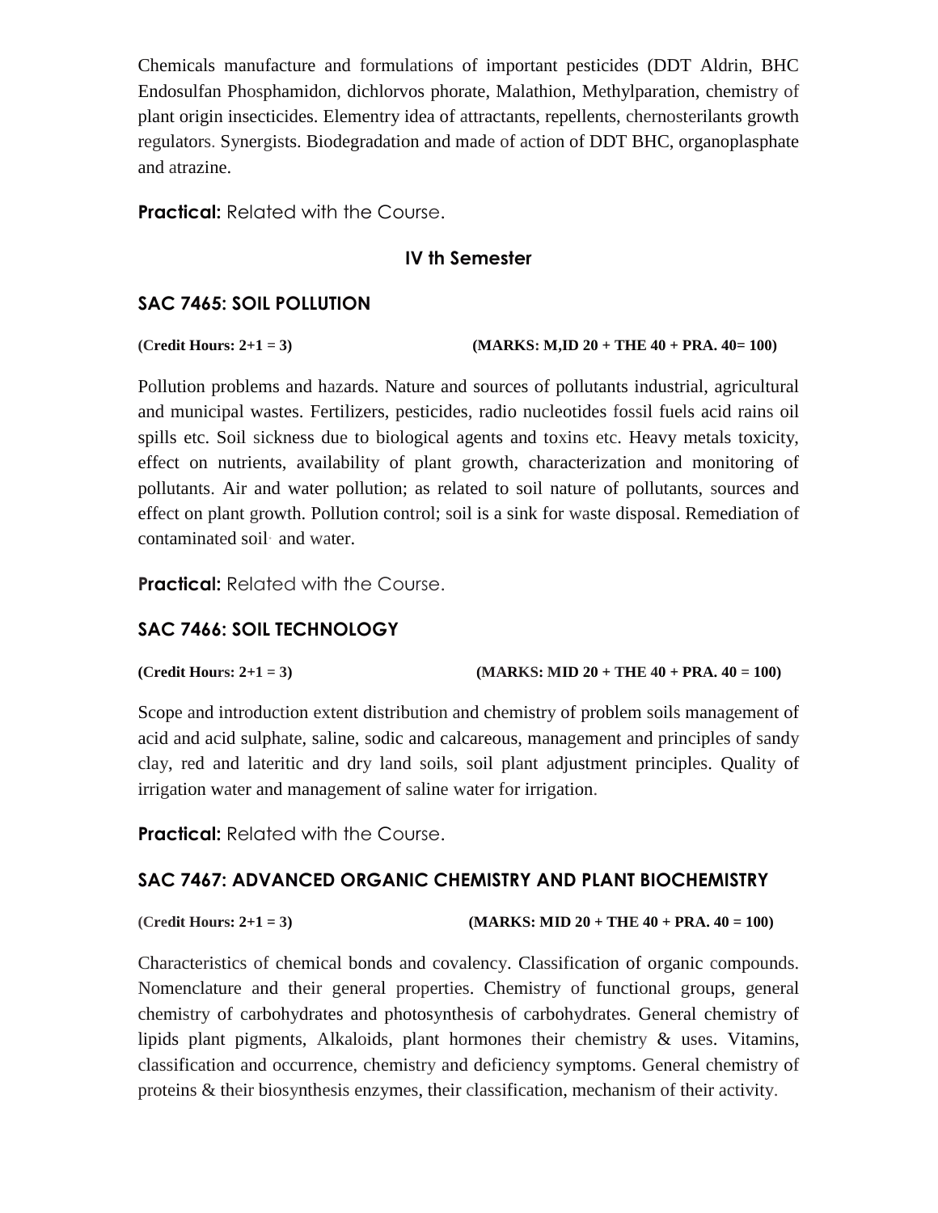Chemicals manufacture and formulations of important pesticides (DDT Aldrin, BHC Endosulfan Phosphamidon, dichlorvos phorate, Malathion, Methylparation, chemistry of plant origin insecticides. Elementry idea of attractants, repellents, chernosterilants growth regulators. Synergists. Biodegradation and made of action of DDT BHC, organoplasphate and atrazine.

**Practical:** Related with the Course.

### IV th Semester

### SAC 7465: SOIL POLLUTION

**(Credit Hours: 2+1 = 3)** **(MARKS: M,ID 20 + THE 40 + PRA. 40= 100)**

Pollution problems and hazards. Nature and sources of pollutants industrial, agricultural and municipal wastes. Fertilizers, pesticides, radio nucleotides fossil fuels acid rains oil spills etc. Soil sickness due to biological agents and toxins etc. Heavy metals toxicity, effect on nutrients, availability of plant growth, characterization and monitoring of pollutants. Air and water pollution; as related to soil nature of pollutants, sources and effect on plant growth. Pollution control; soil is a sink for waste disposal. Remediation of contaminated soil and water.

**Practical:** Related with the Course.

### SAC 7466: SOIL TECHNOLOGY

**(Credit Hours: 2+1 = 3)** **(MARKS: MID 20 + THE 40 + PRA. 40 = 100)**

Scope and introduction extent distribution and chemistry of problem soils management of acid and acid sulphate, saline, sodic and calcareous, management and principles of sandy clay, red and lateritic and dry land soils, soil plant adjustment principles. Quality of irrigation water and management of saline water for irrigation.

**Practical:** Related with the Course.

### SAC 7467: ADVANCED ORGANIC CHEMISTRY AND PLANT BIOCHEMISTRY

**(Credit Hours: 2+1 = 3)** **(MARKS: MID 20 + THE 40 + PRA. 40 = 100)**

Characteristics of chemical bonds and covalency. Classification of organic compounds. Nomenclature and their general properties. Chemistry of functional groups, general chemistry of carbohydrates and photosynthesis of carbohydrates. General chemistry of lipids plant pigments, Alkaloids, plant hormones their chemistry & uses. Vitamins, classification and occurrence, chemistry and deficiency symptoms. General chemistry of proteins & their biosynthesis enzymes, their classification, mechanism of their activity.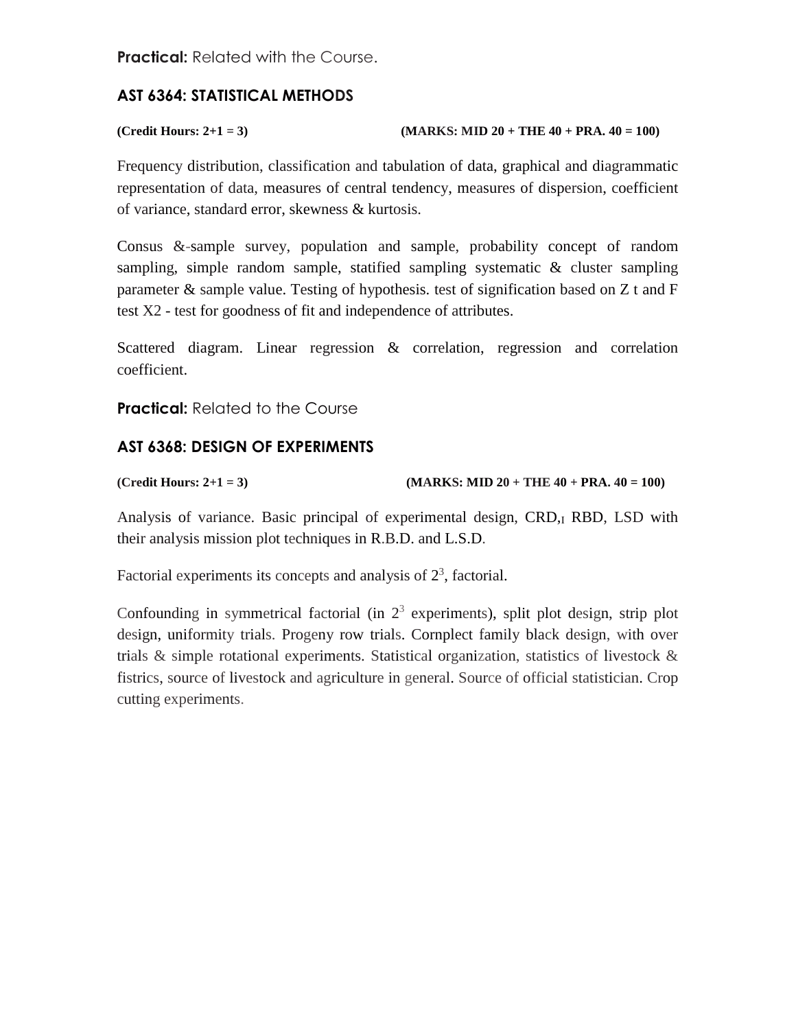**Practical:** Related with the Course.

## AST 6364: STATISTICAL METHODS

**(Credit Hours: 2+1 = 3)** **(MARKS: MID 20 + THE 40 + PRA. 40 = 100)**

Frequency distribution, classification and tabulation of data, graphical and diagrammatic representation of data, measures of central tendency, measures of dispersion, coefficient of variance, standard error, skewness & kurtosis.

Consus &-sample survey, population and sample, probability concept of random sampling, simple random sample, statified sampling systematic & cluster sampling parameter & sample value. Testing of hypothesis. test of signification based on Z t and F test X2 - test for goodness of fit and independence of attributes.

Scattered diagram. Linear regression & correlation, regression and correlation coefficient.

**Practical:** Related to the Course

## AST 6368: DESIGN OF EXPERIMENTS

**(Credit Hours: 2+1 = 3)** **(MARKS: MID 20 + THE 40 + PRA. 40 = 100)**

Analysis of variance. Basic principal of experimental design, CRD,I RBD, LSD with their analysis mission plot techniques in R.B.D. and L.S.D.

Factorial experiments its concepts and analysis of $2^3$, factorial.

Confounding in symmetrical factorial (in $2^3$ experiments), split plot design, strip plot design, uniformity trials. Progeny row trials. Cornplect family black design, with over trials & simple rotational experiments. Statistical organization, statistics of livestock & fistrics, source of livestock and agriculture in general. Source of official statistician. Crop cutting experiments.